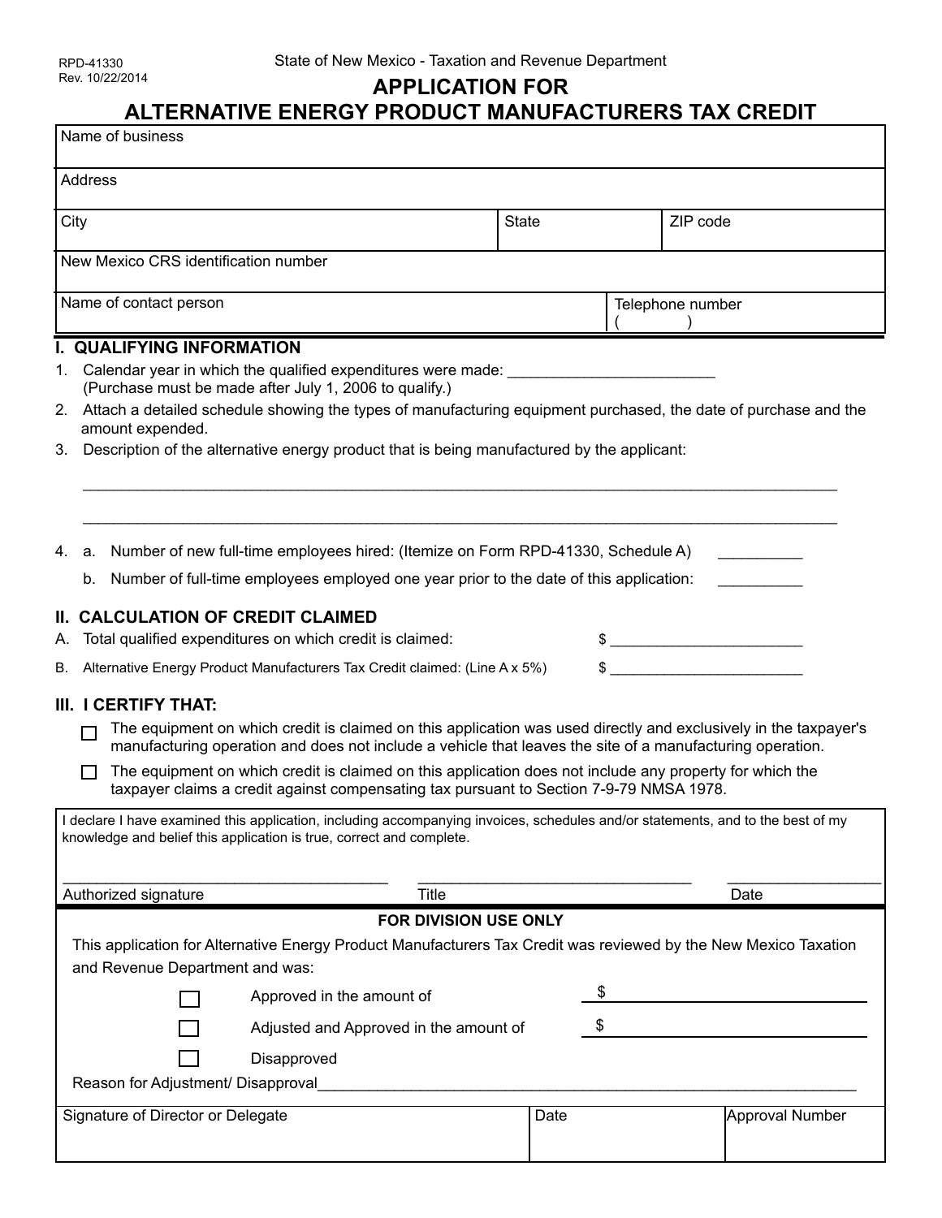RPD-41330
Rev. 10/22/2014

State of New Mexico - Taxation and Revenue Department

# APPLICATION FOR ALTERNATIVE ENERGY PRODUCT MANUFACTURERS TAX CREDIT

| | | |
|---|---|---|
| Name of business | | |
| Address | | |
| City | State | ZIP code |
| New Mexico CRS identification number | | |
| Name of contact person | Telephone number ( ) | |

## I. QUALIFYING INFORMATION

1. Calendar year in which the qualified expenditures were made: ________________________
   (Purchase must be made after July 1, 2006 to qualify.)
2. Attach a detailed schedule showing the types of manufacturing equipment purchased, the date of purchase and the amount expended.
3. Description of the alternative energy product that is being manufactured by the applicant:

   ________________________________________________________________________________________

   ________________________________________________________________________________________

4. a. Number of new full-time employees hired: (Itemize on Form RPD-41330, Schedule A) __________

   b. Number of full-time employees employed one year prior to the date of this application: __________

## II. CALCULATION OF CREDIT CLAIMED

A. Total qualified expenditures on which credit is claimed: $ ________________________

B. Alternative Energy Product Manufacturers Tax Credit claimed: (Line A x 5%) $ ________________________

## III. I CERTIFY THAT:

☐ The equipment on which credit is claimed on this application was used directly and exclusively in the taxpayer's manufacturing operation and does not include a vehicle that leaves the site of a manufacturing operation.

☐ The equipment on which credit is claimed on this application does not include any property for which the taxpayer claims a credit against compensating tax pursuant to Section 7-9-79 NMSA 1978.

I declare I have examined this application, including accompanying invoices, schedules and/or statements, and to the best of my knowledge and belief this application is true, correct and complete.

______________________________ ______________________________ ________________
Authorized signature Title Date

**FOR DIVISION USE ONLY**

This application for Alternative Energy Product Manufacturers Tax Credit was reviewed by the New Mexico Taxation and Revenue Department and was:

☐ Approved in the amount of $ ________________________

☐ Adjusted and Approved in the amount of $ ________________________

☐ Disapproved

Reason for Adjustment/ Disapproval________________________________________________________________

| Signature of Director or Delegate | Date | Approval Number |
|---|---|---|
| | | |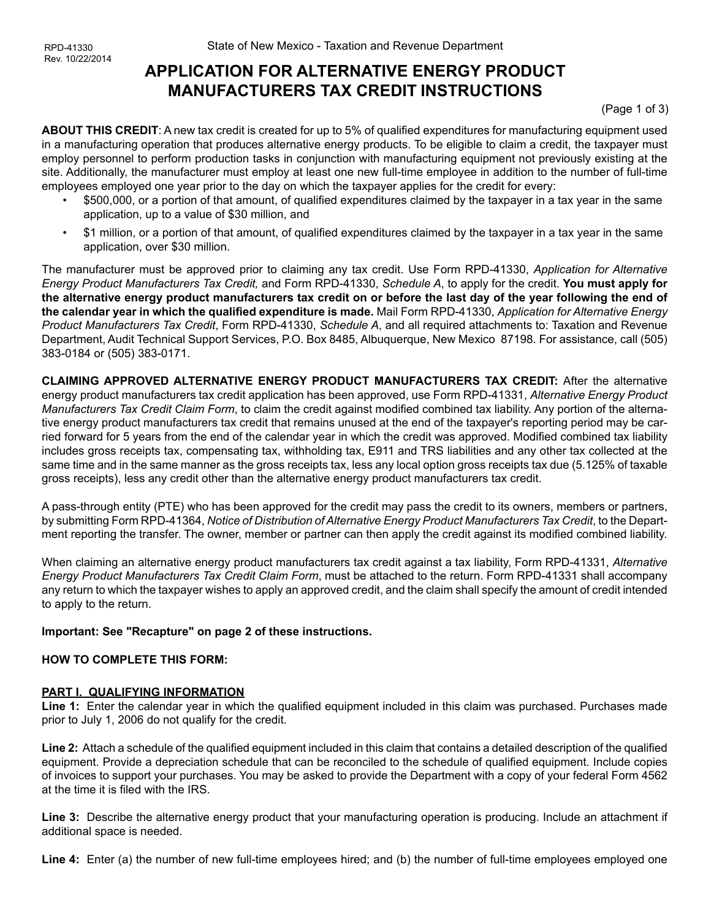State of New Mexico - Taxation and Revenue Department

RPD-41330
Rev. 10/22/2014

# APPLICATION FOR ALTERNATIVE ENERGY PRODUCT MANUFACTURERS TAX CREDIT INSTRUCTIONS

(Page 1 of 3)

**ABOUT THIS CREDIT**: A new tax credit is created for up to 5% of qualified expenditures for manufacturing equipment used in a manufacturing operation that produces alternative energy products. To be eligible to claim a credit, the taxpayer must employ personnel to perform production tasks in conjunction with manufacturing equipment not previously existing at the site. Additionally, the manufacturer must employ at least one new full-time employee in addition to the number of full-time employees employed one year prior to the day on which the taxpayer applies for the credit for every:

- $500,000, or a portion of that amount, of qualified expenditures claimed by the taxpayer in a tax year in the same application, up to a value of $30 million, and
- $1 million, or a portion of that amount, of qualified expenditures claimed by the taxpayer in a tax year in the same application, over $30 million.

The manufacturer must be approved prior to claiming any tax credit. Use Form RPD-41330, *Application for Alternative Energy Product Manufacturers Tax Credit,* and Form RPD-41330, *Schedule A*, to apply for the credit. **You must apply for the alternative energy product manufacturers tax credit on or before the last day of the year following the end of the calendar year in which the qualified expenditure is made.** Mail Form RPD-41330, *Application for Alternative Energy Product Manufacturers Tax Credit*, Form RPD-41330, *Schedule A*, and all required attachments to: Taxation and Revenue Department, Audit Technical Support Services, P.O. Box 8485, Albuquerque, New Mexico 87198. For assistance, call (505) 383-0184 or (505) 383-0171.

**CLAIMING APPROVED ALTERNATIVE ENERGY PRODUCT MANUFACTURERS TAX CREDIT:** After the alternative energy product manufacturers tax credit application has been approved, use Form RPD-41331, *Alternative Energy Product Manufacturers Tax Credit Claim Form*, to claim the credit against modified combined tax liability. Any portion of the alternative energy product manufacturers tax credit that remains unused at the end of the taxpayer's reporting period may be carried forward for 5 years from the end of the calendar year in which the credit was approved. Modified combined tax liability includes gross receipts tax, compensating tax, withholding tax, E911 and TRS liabilities and any other tax collected at the same time and in the same manner as the gross receipts tax, less any local option gross receipts tax due (5.125% of taxable gross receipts), less any credit other than the alternative energy product manufacturers tax credit.

A pass-through entity (PTE) who has been approved for the credit may pass the credit to its owners, members or partners, by submitting Form RPD-41364, *Notice of Distribution of Alternative Energy Product Manufacturers Tax Credit*, to the Department reporting the transfer. The owner, member or partner can then apply the credit against its modified combined liability.

When claiming an alternative energy product manufacturers tax credit against a tax liability, Form RPD-41331, *Alternative Energy Product Manufacturers Tax Credit Claim Form*, must be attached to the return. Form RPD-41331 shall accompany any return to which the taxpayer wishes to apply an approved credit, and the claim shall specify the amount of credit intended to apply to the return.

**Important: See "Recapture" on page 2 of these instructions.**

**HOW TO COMPLETE THIS FORM:**

**PART I. QUALIFYING INFORMATION**

**Line 1:** Enter the calendar year in which the qualified equipment included in this claim was purchased. Purchases made prior to July 1, 2006 do not qualify for the credit.

**Line 2:** Attach a schedule of the qualified equipment included in this claim that contains a detailed description of the qualified equipment. Provide a depreciation schedule that can be reconciled to the schedule of qualified equipment. Include copies of invoices to support your purchases. You may be asked to provide the Department with a copy of your federal Form 4562 at the time it is filed with the IRS.

**Line 3:** Describe the alternative energy product that your manufacturing operation is producing. Include an attachment if additional space is needed.

**Line 4:** Enter (a) the number of new full-time employees hired; and (b) the number of full-time employees employed one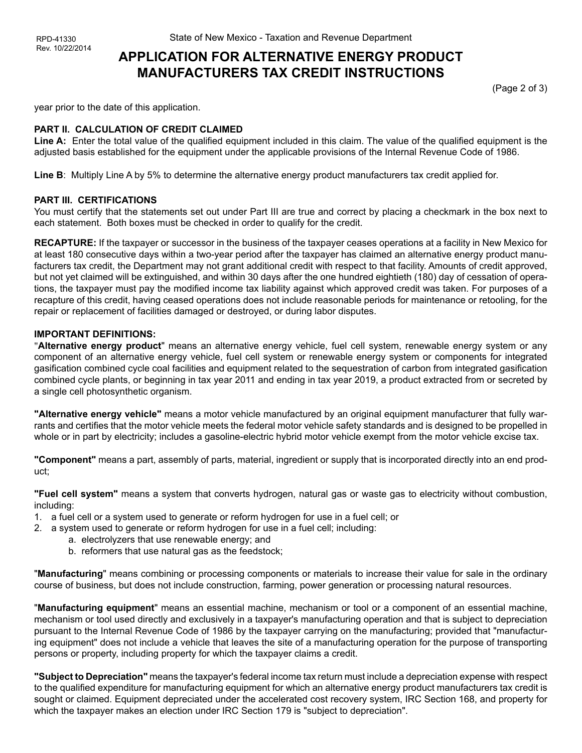year prior to the date of this application.

**PART II. CALCULATION OF CREDIT CLAIMED**

**Line A:** Enter the total value of the qualified equipment included in this claim. The value of the qualified equipment is the adjusted basis established for the equipment under the applicable provisions of the Internal Revenue Code of 1986.

**Line B**: Multiply Line A by 5% to determine the alternative energy product manufacturers tax credit applied for.

**PART III. CERTIFICATIONS**

You must certify that the statements set out under Part III are true and correct by placing a checkmark in the box next to each statement. Both boxes must be checked in order to qualify for the credit.

**RECAPTURE:** If the taxpayer or successor in the business of the taxpayer ceases operations at a facility in New Mexico for at least 180 consecutive days within a two-year period after the taxpayer has claimed an alternative energy product manufacturers tax credit, the Department may not grant additional credit with respect to that facility. Amounts of credit approved, but not yet claimed will be extinguished, and within 30 days after the one hundred eightieth (180) day of cessation of operations, the taxpayer must pay the modified income tax liability against which approved credit was taken. For purposes of a recapture of this credit, having ceased operations does not include reasonable periods for maintenance or retooling, for the repair or replacement of facilities damaged or destroyed, or during labor disputes.

**IMPORTANT DEFINITIONS:**

"**Alternative energy product**" means an alternative energy vehicle, fuel cell system, renewable energy system or any component of an alternative energy vehicle, fuel cell system or renewable energy system or components for integrated gasification combined cycle coal facilities and equipment related to the sequestration of carbon from integrated gasification combined cycle plants, or beginning in tax year 2011 and ending in tax year 2019, a product extracted from or secreted by a single cell photosynthetic organism.

**"Alternative energy vehicle"** means a motor vehicle manufactured by an original equipment manufacturer that fully warrants and certifies that the motor vehicle meets the federal motor vehicle safety standards and is designed to be propelled in whole or in part by electricity; includes a gasoline-electric hybrid motor vehicle exempt from the motor vehicle excise tax.

**"Component"** means a part, assembly of parts, material, ingredient or supply that is incorporated directly into an end product;

**"Fuel cell system"** means a system that converts hydrogen, natural gas or waste gas to electricity without combustion, including:

1. a fuel cell or a system used to generate or reform hydrogen for use in a fuel cell; or
2. a system used to generate or reform hydrogen for use in a fuel cell; including:
   a. electrolyzers that use renewable energy; and
   b. reformers that use natural gas as the feedstock;

"**Manufacturing**" means combining or processing components or materials to increase their value for sale in the ordinary course of business, but does not include construction, farming, power generation or processing natural resources.

"**Manufacturing equipment**" means an essential machine, mechanism or tool or a component of an essential machine, mechanism or tool used directly and exclusively in a taxpayer's manufacturing operation and that is subject to depreciation pursuant to the Internal Revenue Code of 1986 by the taxpayer carrying on the manufacturing; provided that "manufacturing equipment" does not include a vehicle that leaves the site of a manufacturing operation for the purpose of transporting persons or property, including property for which the taxpayer claims a credit.

**"Subject to Depreciation"** means the taxpayer's federal income tax return must include a depreciation expense with respect to the qualified expenditure for manufacturing equipment for which an alternative energy product manufacturers tax credit is sought or claimed. Equipment depreciated under the accelerated cost recovery system, IRC Section 168, and property for which the taxpayer makes an election under IRC Section 179 is "subject to depreciation".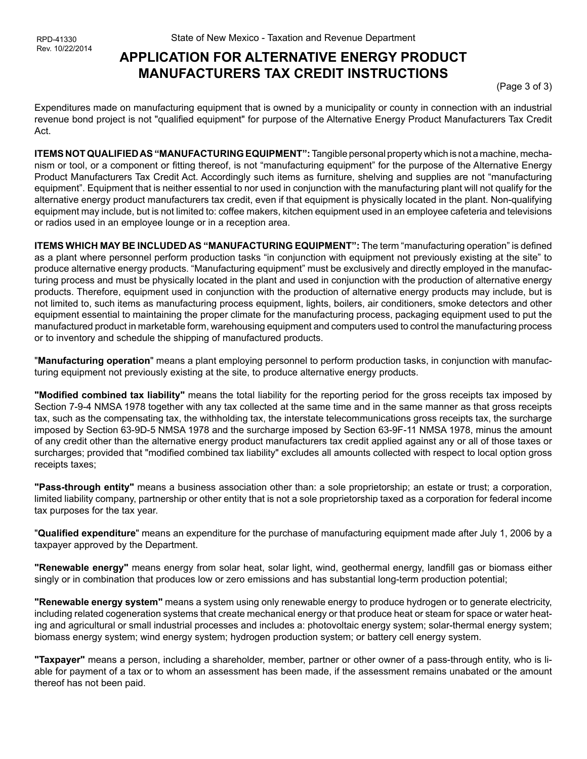# APPLICATION FOR ALTERNATIVE ENERGY PRODUCT MANUFACTURERS TAX CREDIT INSTRUCTIONS

Expenditures made on manufacturing equipment that is owned by a municipality or county in connection with an industrial revenue bond project is not "qualified equipment" for purpose of the Alternative Energy Product Manufacturers Tax Credit Act.

**ITEMS NOT QUALIFIED AS "MANUFACTURING EQUIPMENT":** Tangible personal property which is not a machine, mechanism or tool, or a component or fitting thereof, is not "manufacturing equipment" for the purpose of the Alternative Energy Product Manufacturers Tax Credit Act. Accordingly such items as furniture, shelving and supplies are not "manufacturing equipment". Equipment that is neither essential to nor used in conjunction with the manufacturing plant will not qualify for the alternative energy product manufacturers tax credit, even if that equipment is physically located in the plant. Non-qualifying equipment may include, but is not limited to: coffee makers, kitchen equipment used in an employee cafeteria and televisions or radios used in an employee lounge or in a reception area.

**ITEMS WHICH MAY BE INCLUDED AS "MANUFACTURING EQUIPMENT":** The term "manufacturing operation" is defined as a plant where personnel perform production tasks "in conjunction with equipment not previously existing at the site" to produce alternative energy products. "Manufacturing equipment" must be exclusively and directly employed in the manufacturing process and must be physically located in the plant and used in conjunction with the production of alternative energy products. Therefore, equipment used in conjunction with the production of alternative energy products may include, but is not limited to, such items as manufacturing process equipment, lights, boilers, air conditioners, smoke detectors and other equipment essential to maintaining the proper climate for the manufacturing process, packaging equipment used to put the manufactured product in marketable form, warehousing equipment and computers used to control the manufacturing process or to inventory and schedule the shipping of manufactured products.

"**Manufacturing operation**" means a plant employing personnel to perform production tasks, in conjunction with manufacturing equipment not previously existing at the site, to produce alternative energy products.

**"Modified combined tax liability"** means the total liability for the reporting period for the gross receipts tax imposed by Section 7-9-4 NMSA 1978 together with any tax collected at the same time and in the same manner as that gross receipts tax, such as the compensating tax, the withholding tax, the interstate telecommunications gross receipts tax, the surcharge imposed by Section 63-9D-5 NMSA 1978 and the surcharge imposed by Section 63-9F-11 NMSA 1978, minus the amount of any credit other than the alternative energy product manufacturers tax credit applied against any or all of those taxes or surcharges; provided that "modified combined tax liability" excludes all amounts collected with respect to local option gross receipts taxes;

**"Pass-through entity"** means a business association other than: a sole proprietorship; an estate or trust; a corporation, limited liability company, partnership or other entity that is not a sole proprietorship taxed as a corporation for federal income tax purposes for the tax year.

"**Qualified expenditure**" means an expenditure for the purchase of manufacturing equipment made after July 1, 2006 by a taxpayer approved by the Department.

**"Renewable energy"** means energy from solar heat, solar light, wind, geothermal energy, landfill gas or biomass either singly or in combination that produces low or zero emissions and has substantial long-term production potential;

**"Renewable energy system"** means a system using only renewable energy to produce hydrogen or to generate electricity, including related cogeneration systems that create mechanical energy or that produce heat or steam for space or water heating and agricultural or small industrial processes and includes a: photovoltaic energy system; solar-thermal energy system; biomass energy system; wind energy system; hydrogen production system; or battery cell energy system.

**"Taxpayer"** means a person, including a shareholder, member, partner or other owner of a pass-through entity, who is liable for payment of a tax or to whom an assessment has been made, if the assessment remains unabated or the amount thereof has not been paid.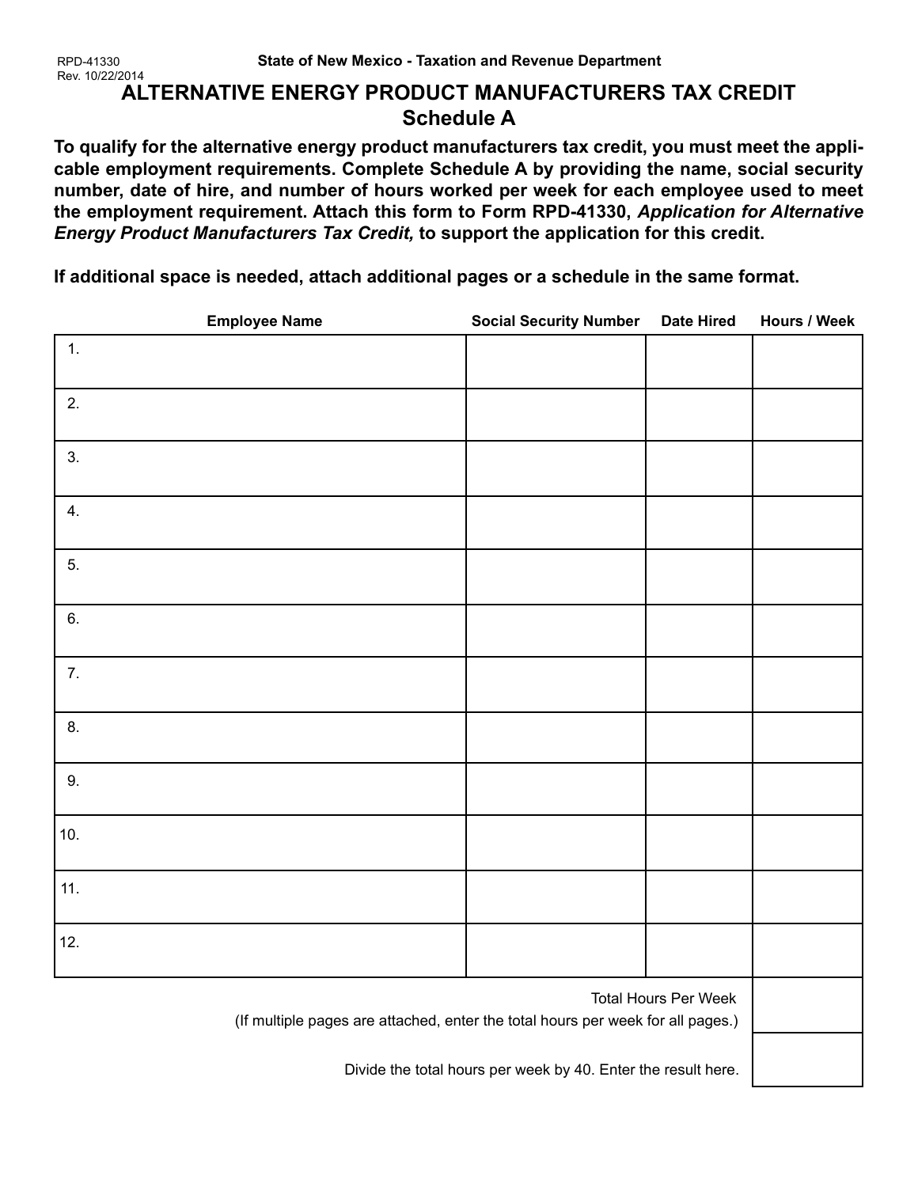RPD-41330
Rev. 10/22/2014

State of New Mexico - Taxation and Revenue Department

# ALTERNATIVE ENERGY PRODUCT MANUFACTURERS TAX CREDIT
## Schedule A

**To qualify for the alternative energy product manufacturers tax credit, you must meet the applicable employment requirements. Complete Schedule A by providing the name, social security number, date of hire, and number of hours worked per week for each employee used to meet the employment requirement. Attach this form to Form RPD-41330, *Application for Alternative Energy Product Manufacturers Tax Credit,* to support the application for this credit.**

**If additional space is needed, attach additional pages or a schedule in the same format.**

| Employee Name | Social Security Number | Date Hired | Hours / Week |
|---|---|---|---|
| 1. | | | |
| 2. | | | |
| 3. | | | |
| 4. | | | |
| 5. | | | |
| 6. | | | |
| 7. | | | |
| 8. | | | |
| 9. | | | |
| 10. | | | |
| 11. | | | |
| 12. | | | |
| Total Hours Per Week (If multiple pages are attached, enter the total hours per week for all pages.) | | | |
| Divide the total hours per week by 40. Enter the result here. | | | |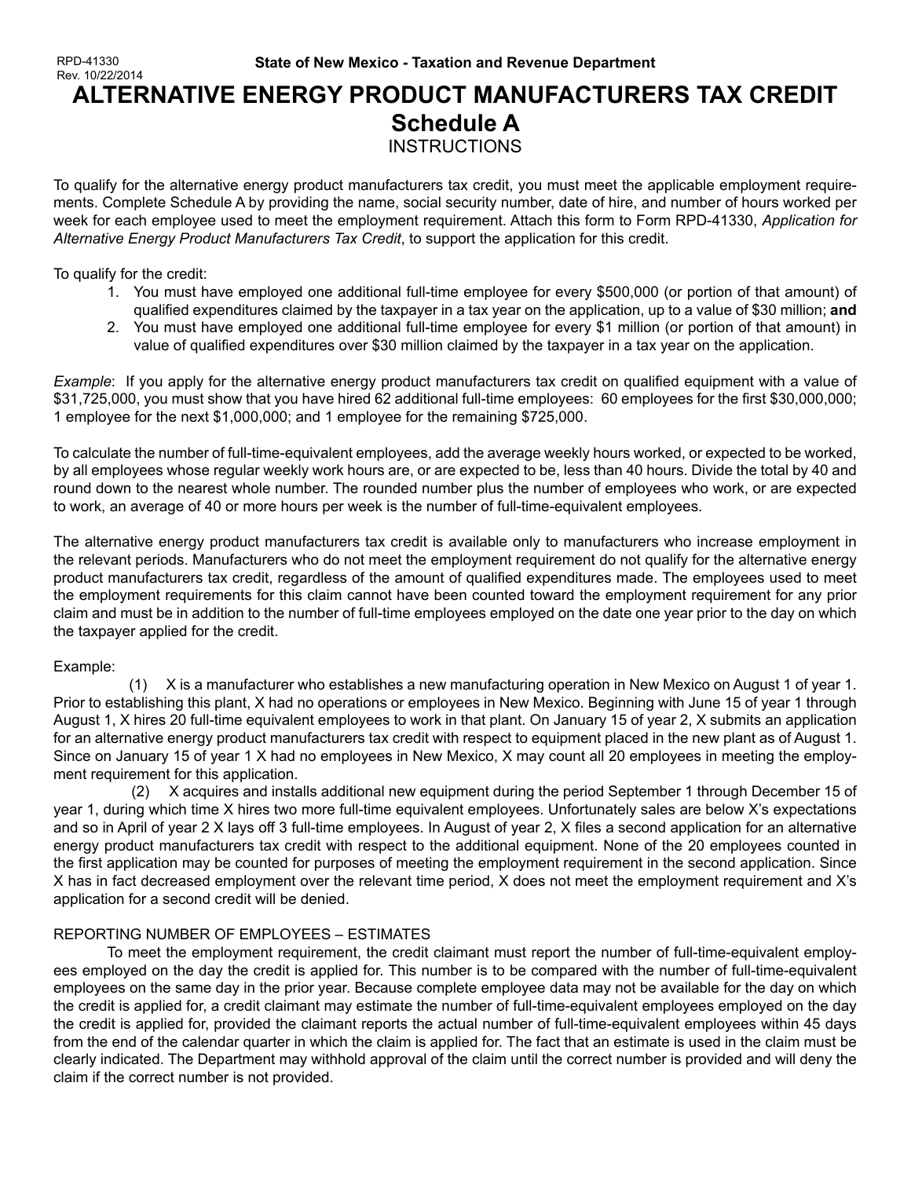RPD-41330
Rev. 10/22/2014

**State of New Mexico - Taxation and Revenue Department**

# ALTERNATIVE ENERGY PRODUCT MANUFACTURERS TAX CREDIT
## Schedule A
INSTRUCTIONS

To qualify for the alternative energy product manufacturers tax credit, you must meet the applicable employment requirements. Complete Schedule A by providing the name, social security number, date of hire, and number of hours worked per week for each employee used to meet the employment requirement. Attach this form to Form RPD-41330, *Application for Alternative Energy Product Manufacturers Tax Credit*, to support the application for this credit.

To qualify for the credit:

1. You must have employed one additional full-time employee for every $500,000 (or portion of that amount) of qualified expenditures claimed by the taxpayer in a tax year on the application, up to a value of $30 million; **and**
2. You must have employed one additional full-time employee for every $1 million (or portion of that amount) in value of qualified expenditures over $30 million claimed by the taxpayer in a tax year on the application.

*Example*: If you apply for the alternative energy product manufacturers tax credit on qualified equipment with a value of $31,725,000, you must show that you have hired 62 additional full-time employees: 60 employees for the first $30,000,000; 1 employee for the next $1,000,000; and 1 employee for the remaining $725,000.

To calculate the number of full-time-equivalent employees, add the average weekly hours worked, or expected to be worked, by all employees whose regular weekly work hours are, or are expected to be, less than 40 hours. Divide the total by 40 and round down to the nearest whole number. The rounded number plus the number of employees who work, or are expected to work, an average of 40 or more hours per week is the number of full-time-equivalent employees.

The alternative energy product manufacturers tax credit is available only to manufacturers who increase employment in the relevant periods. Manufacturers who do not meet the employment requirement do not qualify for the alternative energy product manufacturers tax credit, regardless of the amount of qualified expenditures made. The employees used to meet the employment requirements for this claim cannot have been counted toward the employment requirement for any prior claim and must be in addition to the number of full-time employees employed on the date one year prior to the day on which the taxpayer applied for the credit.

Example:

(1) X is a manufacturer who establishes a new manufacturing operation in New Mexico on August 1 of year 1. Prior to establishing this plant, X had no operations or employees in New Mexico. Beginning with June 15 of year 1 through August 1, X hires 20 full-time equivalent employees to work in that plant. On January 15 of year 2, X submits an application for an alternative energy product manufacturers tax credit with respect to equipment placed in the new plant as of August 1. Since on January 15 of year 1 X had no employees in New Mexico, X may count all 20 employees in meeting the employment requirement for this application.

(2) X acquires and installs additional new equipment during the period September 1 through December 15 of year 1, during which time X hires two more full-time equivalent employees. Unfortunately sales are below X's expectations and so in April of year 2 X lays off 3 full-time employees. In August of year 2, X files a second application for an alternative energy product manufacturers tax credit with respect to the additional equipment. None of the 20 employees counted in the first application may be counted for purposes of meeting the employment requirement in the second application. Since X has in fact decreased employment over the relevant time period, X does not meet the employment requirement and X's application for a second credit will be denied.

REPORTING NUMBER OF EMPLOYEES – ESTIMATES

To meet the employment requirement, the credit claimant must report the number of full-time-equivalent employees employed on the day the credit is applied for. This number is to be compared with the number of full-time-equivalent employees on the same day in the prior year. Because complete employee data may not be available for the day on which the credit is applied for, a credit claimant may estimate the number of full-time-equivalent employees employed on the day the credit is applied for, provided the claimant reports the actual number of full-time-equivalent employees within 45 days from the end of the calendar quarter in which the claim is applied for. The fact that an estimate is used in the claim must be clearly indicated. The Department may withhold approval of the claim until the correct number is provided and will deny the claim if the correct number is not provided.